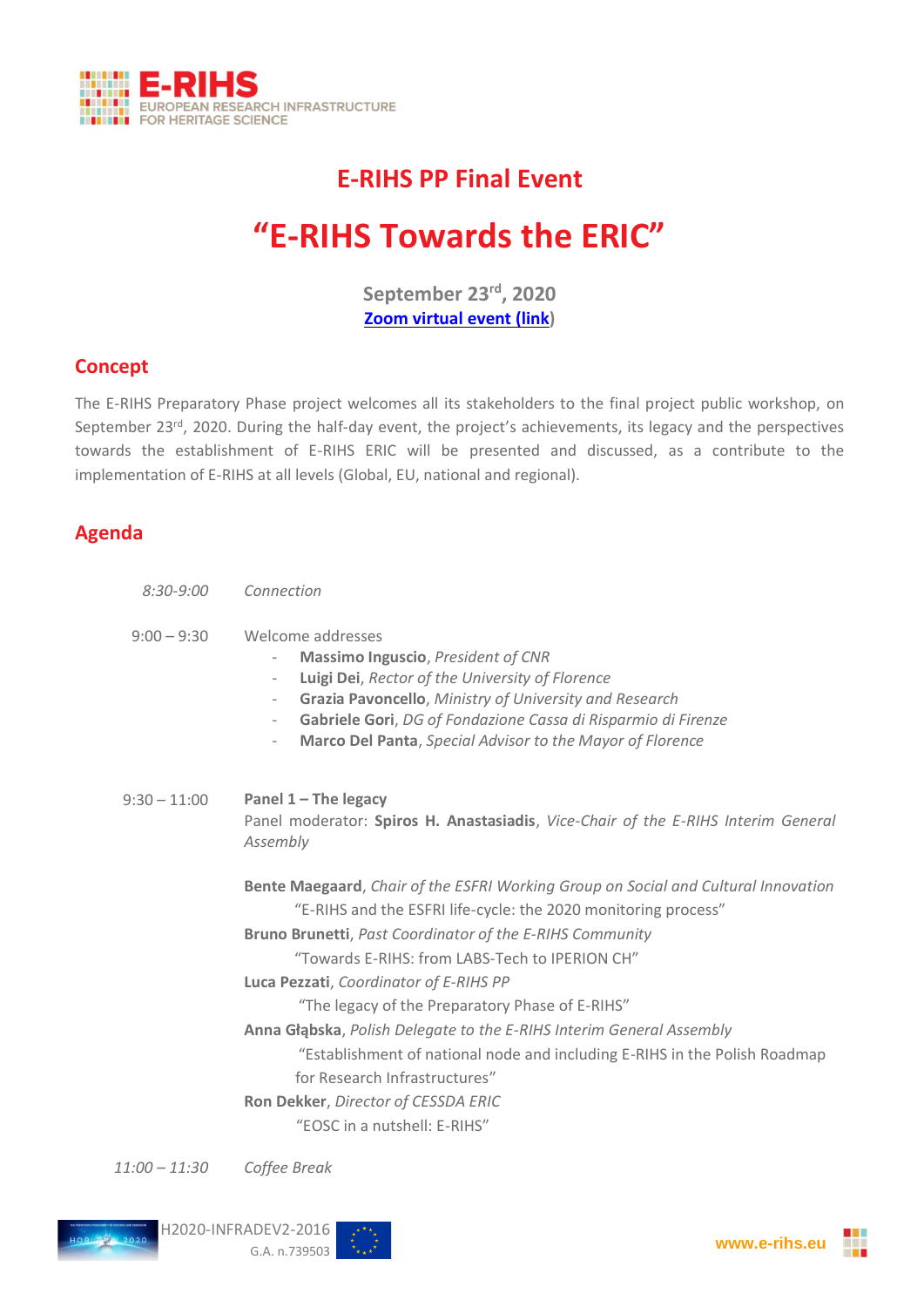# E-RIHS PP Final Event

# "E-RIHS Towards the ERIC"

**September 23rd, 2020**
**Zoom virtual event (link)**

## Concept

The E-RIHS Preparatory Phase project welcomes all its stakeholders to the final project public workshop, on September 23rd, 2020. During the half-day event, the project's achievements, its legacy and the perspectives towards the establishment of E-RIHS ERIC will be presented and discussed, as a contribute to the implementation of E-RIHS at all levels (Global, EU, national and regional).

## Agenda

*8:30-9:00* *Connection*

9:00 – 9:30 Welcome addresses

- **Massimo Inguscio**, *President of CNR*
- **Luigi Dei**, *Rector of the University of Florence*
- **Grazia Pavoncello**, *Ministry of University and Research*
- **Gabriele Gori**, *DG of Fondazione Cassa di Risparmio di Firenze*
- **Marco Del Panta**, *Special Advisor to the Mayor of Florence*

9:30 – 11:00 **Panel 1 – The legacy**

Panel moderator: **Spiros H. Anastasiadis**, *Vice-Chair of the E-RIHS Interim General Assembly*

**Bente Maegaard**, *Chair of the ESFRI Working Group on Social and Cultural Innovation*
"E-RIHS and the ESFRI life-cycle: the 2020 monitoring process"

**Bruno Brunetti**, *Past Coordinator of the E-RIHS Community*
"Towards E-RIHS: from LABS-Tech to IPERION CH"

**Luca Pezzati**, *Coordinator of E-RIHS PP*
"The legacy of the Preparatory Phase of E-RIHS"

**Anna Głąbska**, *Polish Delegate to the E-RIHS Interim General Assembly*
"Establishment of national node and including E-RIHS in the Polish Roadmap for Research Infrastructures"

**Ron Dekker**, *Director of CESSDA ERIC*
"EOSC in a nutshell: E-RIHS"

*11:00 – 11:30* *Coffee Break*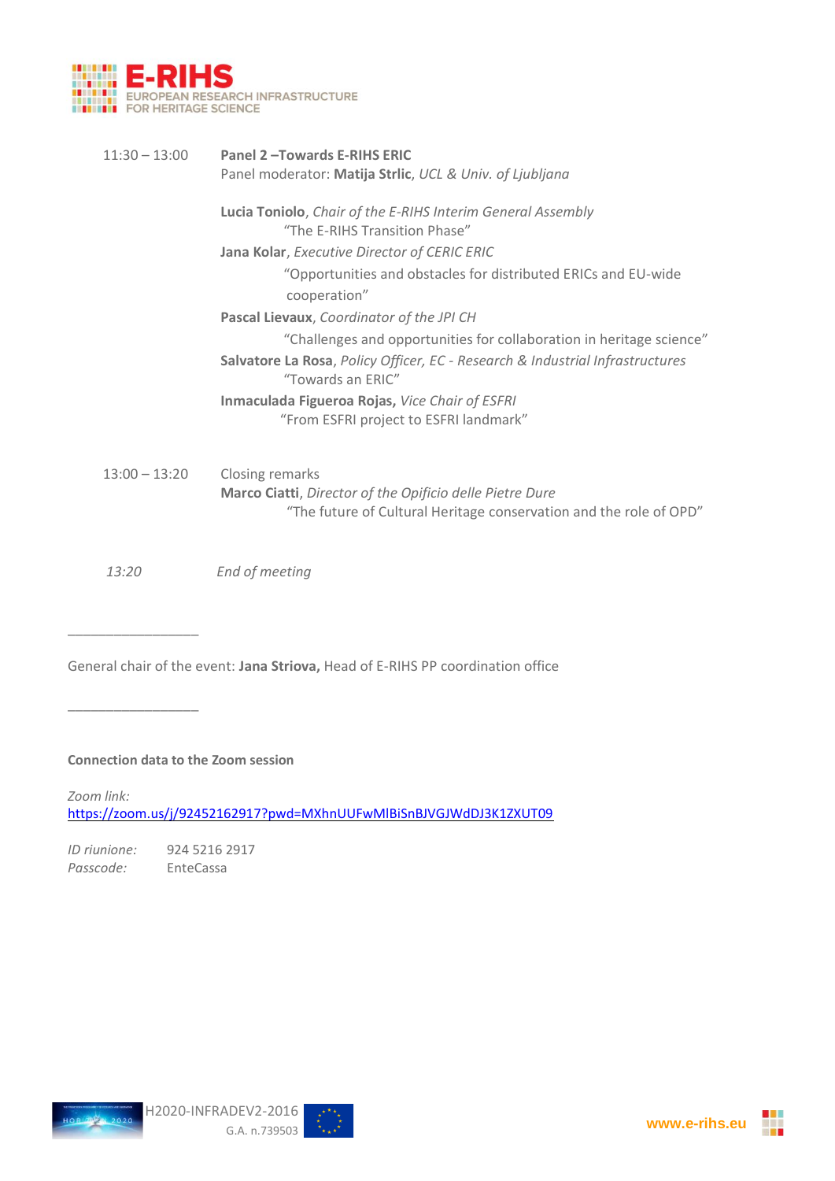11:30 – 13:00 **Panel 2 –Towards E-RIHS ERIC**

Panel moderator: **Matija Strlic**, *UCL & Univ. of Ljubljana*

**Lucia Toniolo**, *Chair of the E-RIHS Interim General Assembly*
"The E-RIHS Transition Phase"

**Jana Kolar**, *Executive Director of CERIC ERIC*
"Opportunities and obstacles for distributed ERICs and EU-wide cooperation"

**Pascal Lievaux**, *Coordinator of the JPI CH*
"Challenges and opportunities for collaboration in heritage science"

**Salvatore La Rosa**, *Policy Officer, EC - Research & Industrial Infrastructures*
"Towards an ERIC"

**Inmaculada Figueroa Rojas,** *Vice Chair of ESFRI*
"From ESFRI project to ESFRI landmark"

13:00 – 13:20 Closing remarks

**Marco Ciatti**, *Director of the Opificio delle Pietre Dure*
"The future of Cultural Heritage conservation and the role of OPD"

*13:20* *End of meeting*

___________________

General chair of the event: **Jana Striova,** Head of E-RIHS PP coordination office

___________________

**Connection data to the Zoom session**

*Zoom link:*
https://zoom.us/j/92452162917?pwd=MXhnUUFwMlBiSnBJVGJWdDJ3K1ZXUT09

*ID riunione:* 924 5216 2917
*Passcode:* EnteCassa

H2020-INFRADEV2-2016
G.A. n.739503

www.e-rihs.eu